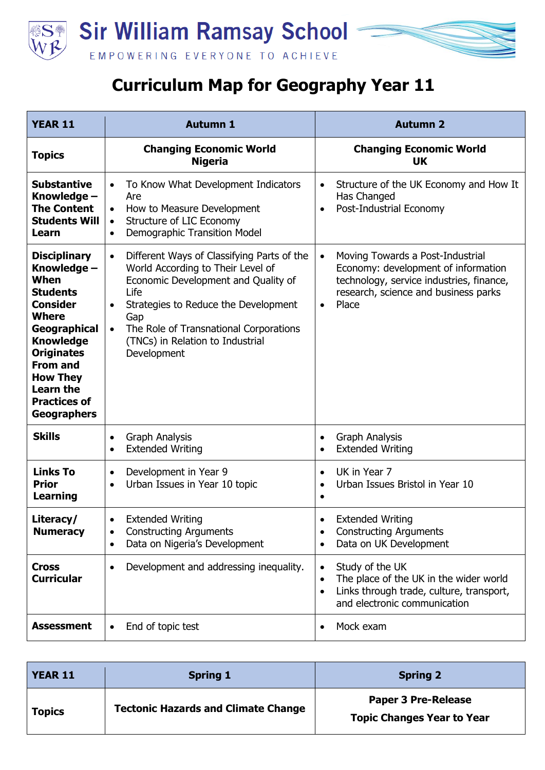# Sir William Ramsay School

EMPOWERING EVERYONE TO ACHIEVE

## Curriculum Map for Geography Year 11

| YEAR 11 | Autumn 1 | Autumn 2 |
|---|---|---|
| **Topics** | **Changing Economic World Nigeria** | **Changing Economic World UK** |
| **Substantive Knowledge – The Content Students Will Learn** | • To Know What Development Indicators Are<br>• How to Measure Development<br>• Structure of LIC Economy<br>• Demographic Transition Model | • Structure of the UK Economy and How It Has Changed<br>• Post-Industrial Economy |
| **Disciplinary Knowledge – When Students Consider Where Geographical Knowledge Originates From and How They Learn the Practices of Geographers** | • Different Ways of Classifying Parts of the World According to Their Level of Economic Development and Quality of Life<br>• Strategies to Reduce the Development Gap<br>• The Role of Transnational Corporations (TNCs) in Relation to Industrial Development | • Moving Towards a Post-Industrial Economy: development of information technology, service industries, finance, research, science and business parks<br>• Place |
| **Skills** | • Graph Analysis<br>• Extended Writing | • Graph Analysis<br>• Extended Writing |
| **Links To Prior Learning** | • Development in Year 9<br>• Urban Issues in Year 10 topic | • UK in Year 7<br>• Urban Issues Bristol in Year 10<br>• |
| **Literacy/ Numeracy** | • Extended Writing<br>• Constructing Arguments<br>• Data on Nigeria's Development | • Extended Writing<br>• Constructing Arguments<br>• Data on UK Development |
| **Cross Curricular** | • Development and addressing inequality. | • Study of the UK<br>• The place of the UK in the wider world<br>• Links through trade, culture, transport, and electronic communication |
| **Assessment** | • End of topic test | • Mock exam |

| YEAR 11 | Spring 1 | Spring 2 |
|---|---|---|
| **Topics** | **Tectonic Hazards and Climate Change** | **Paper 3 Pre-Release**<br>**Topic Changes Year to Year** |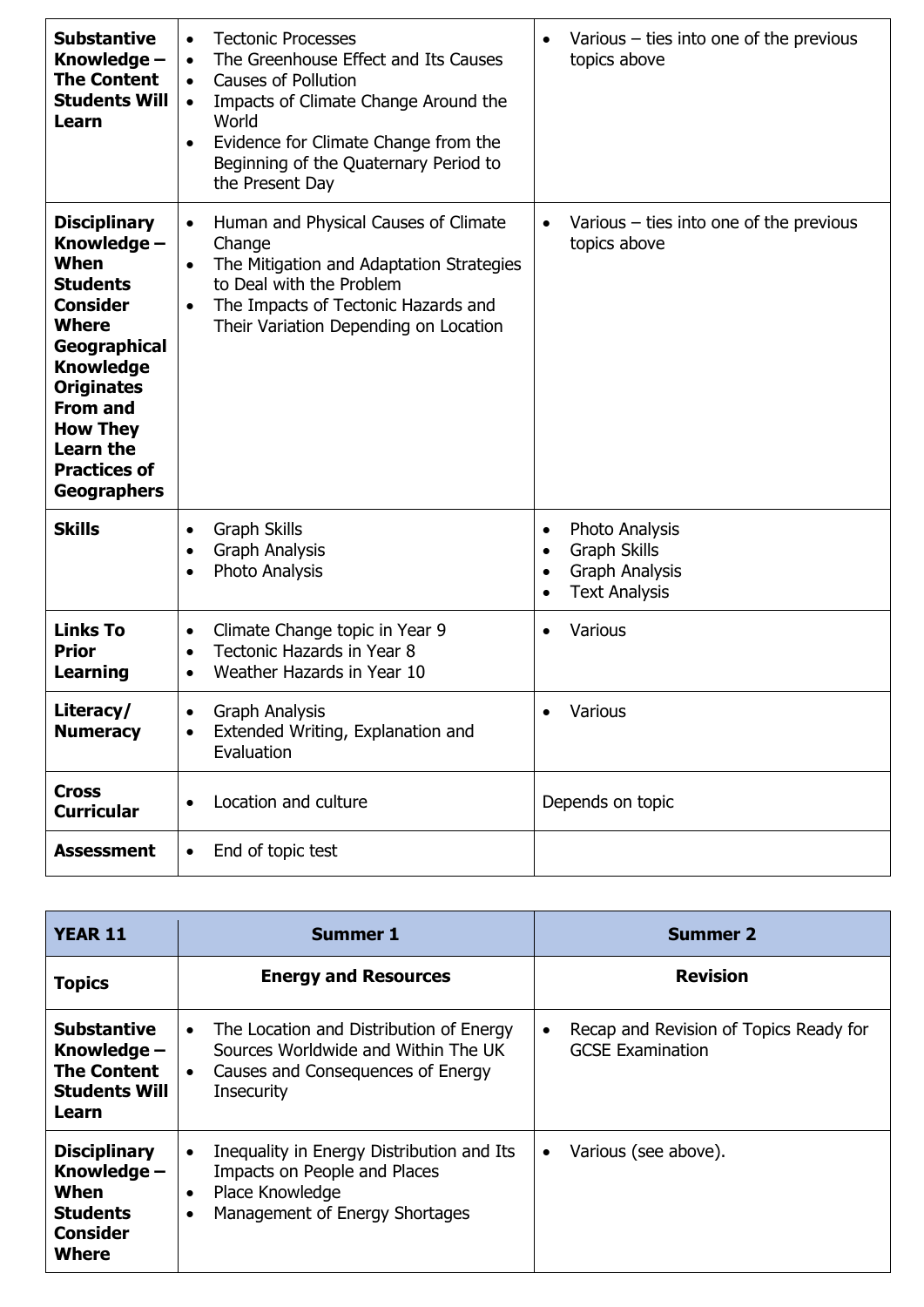| | | |
|---|---|---|
| **Substantive Knowledge – The Content Students Will Learn** | • Tectonic Processes<br>• The Greenhouse Effect and Its Causes<br>• Causes of Pollution<br>• Impacts of Climate Change Around the World<br>• Evidence for Climate Change from the Beginning of the Quaternary Period to the Present Day | • Various – ties into one of the previous topics above |
| **Disciplinary Knowledge – When Students Consider Where Geographical Knowledge Originates From and How They Learn the Practices of Geographers** | • Human and Physical Causes of Climate Change<br>• The Mitigation and Adaptation Strategies to Deal with the Problem<br>• The Impacts of Tectonic Hazards and Their Variation Depending on Location | • Various – ties into one of the previous topics above |
| **Skills** | • Graph Skills<br>• Graph Analysis<br>• Photo Analysis | • Photo Analysis<br>• Graph Skills<br>• Graph Analysis<br>• Text Analysis |
| **Links To Prior Learning** | • Climate Change topic in Year 9<br>• Tectonic Hazards in Year 8<br>• Weather Hazards in Year 10 | • Various |
| **Literacy/ Numeracy** | • Graph Analysis<br>• Extended Writing, Explanation and Evaluation | • Various |
| **Cross Curricular** | • Location and culture | Depends on topic |
| **Assessment** | • End of topic test | |

| **YEAR 11** | **Summer 1** | **Summer 2** |
|---|---|---|
| **Topics** | **Energy and Resources** | **Revision** |
| **Substantive Knowledge – The Content Students Will Learn** | • The Location and Distribution of Energy Sources Worldwide and Within The UK<br>• Causes and Consequences of Energy Insecurity | • Recap and Revision of Topics Ready for GCSE Examination |
| **Disciplinary Knowledge – When Students Consider Where** | • Inequality in Energy Distribution and Its Impacts on People and Places<br>• Place Knowledge<br>• Management of Energy Shortages | • Various (see above). |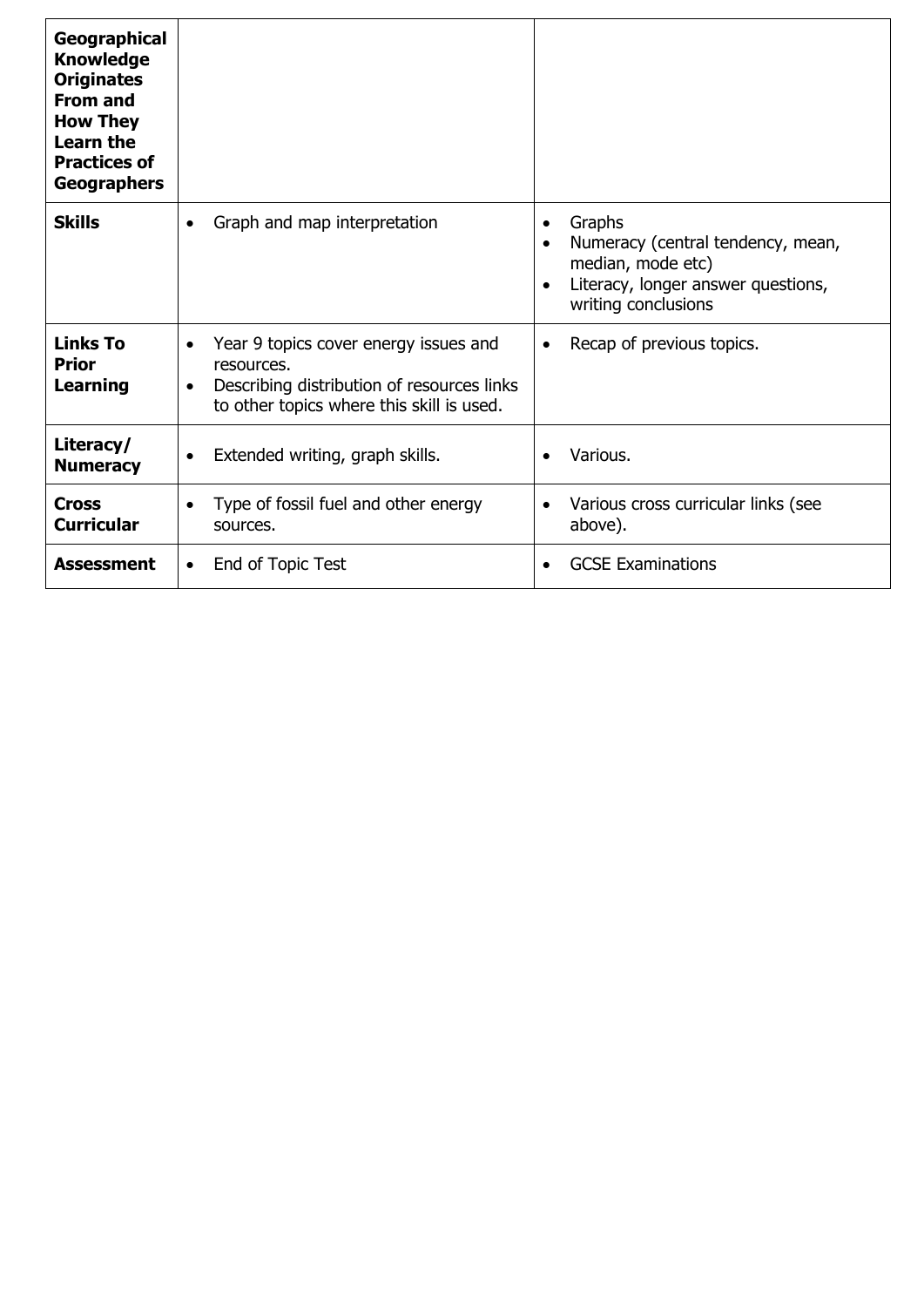| | | |
|---|---|---|
| **Geographical Knowledge Originates From and How They Learn the Practices of Geographers** | | |
| **Skills** | • Graph and map interpretation | • Graphs<br>• Numeracy (central tendency, mean, median, mode etc)<br>• Literacy, longer answer questions, writing conclusions |
| **Links To Prior Learning** | • Year 9 topics cover energy issues and resources.<br>• Describing distribution of resources links to other topics where this skill is used. | • Recap of previous topics. |
| **Literacy/ Numeracy** | • Extended writing, graph skills. | • Various. |
| **Cross Curricular** | • Type of fossil fuel and other energy sources. | • Various cross curricular links (see above). |
| **Assessment** | • End of Topic Test | • GCSE Examinations |